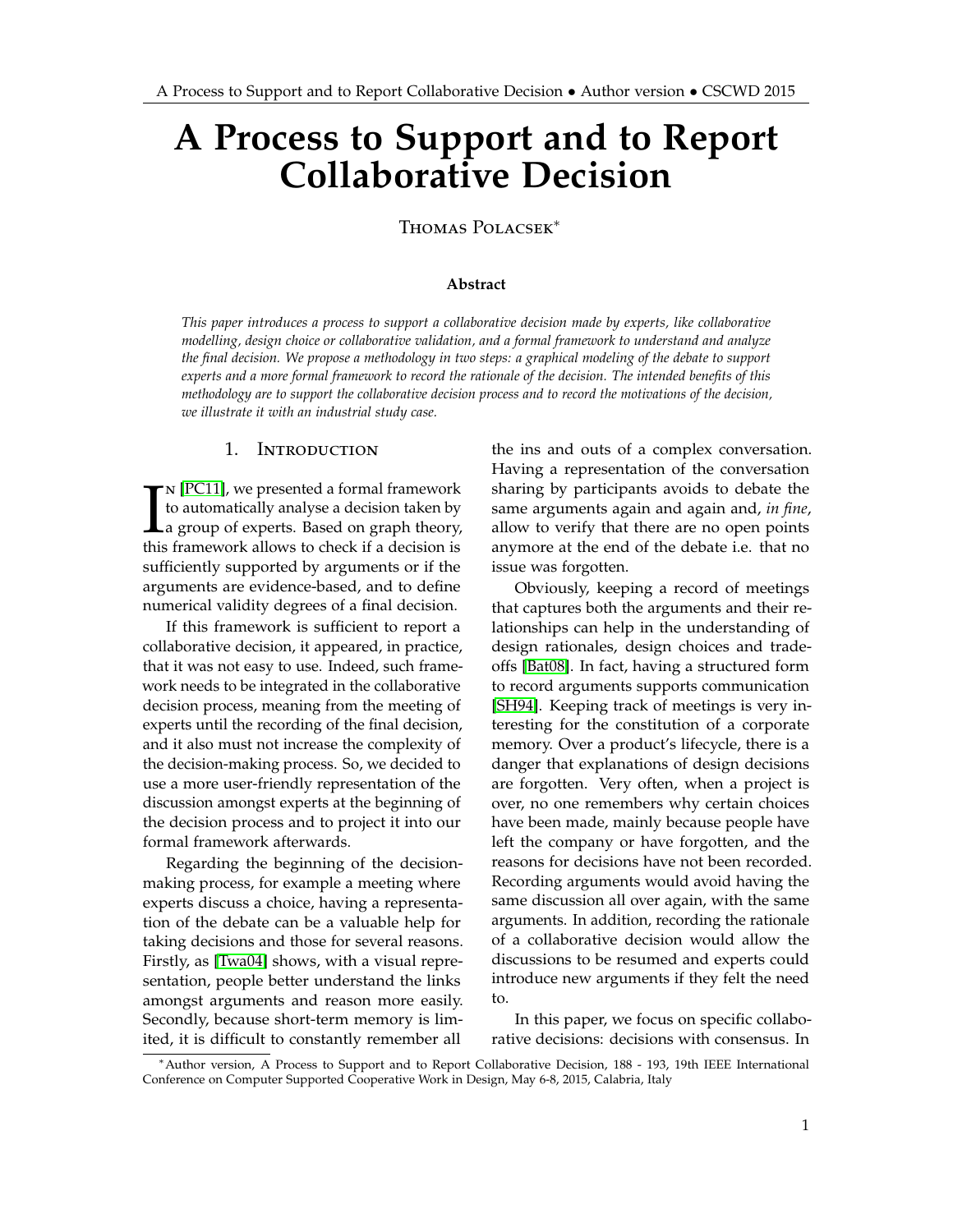# A Process to Support and to Report Collaborative Decision

Thomas Polacsek*

**Abstract**

*This paper introduces a process to support a collaborative decision made by experts, like collaborative modelling, design choice or collaborative validation, and a formal framework to understand and analyze the final decision. We propose a methodology in two steps: a graphical modeling of the debate to support experts and a more formal framework to record the rationale of the decision. The intended benefits of this methodology are to support the collaborative decision process and to record the motivations of the decision, we illustrate it with an industrial study case.*

## 1. Introduction

In [PC11], we presented a formal framework to automatically analyse a decision taken by a group of experts. Based on graph theory, this framework allows to check if a decision is sufficiently supported by arguments or if the arguments are evidence-based, and to define numerical validity degrees of a final decision.

If this framework is sufficient to report a collaborative decision, it appeared, in practice, that it was not easy to use. Indeed, such framework needs to be integrated in the collaborative decision process, meaning from the meeting of experts until the recording of the final decision, and it also must not increase the complexity of the decision-making process. So, we decided to use a more user-friendly representation of the discussion amongst experts at the beginning of the decision process and to project it into our formal framework afterwards.

Regarding the beginning of the decision-making process, for example a meeting where experts discuss a choice, having a representation of the debate can be a valuable help for taking decisions and those for several reasons. Firstly, as [Twa04] shows, with a visual representation, people better understand the links amongst arguments and reason more easily. Secondly, because short-term memory is limited, it is difficult to constantly remember all the ins and outs of a complex conversation. Having a representation of the conversation sharing by participants avoids to debate the same arguments again and again and, *in fine*, allow to verify that there are no open points anymore at the end of the debate i.e. that no issue was forgotten.

Obviously, keeping a record of meetings that captures both the arguments and their relationships can help in the understanding of design rationales, design choices and trade-offs [Bat08]. In fact, having a structured form to record arguments supports communication [SH94]. Keeping track of meetings is very interesting for the constitution of a corporate memory. Over a product's lifecycle, there is a danger that explanations of design decisions are forgotten. Very often, when a project is over, no one remembers why certain choices have been made, mainly because people have left the company or have forgotten, and the reasons for decisions have not been recorded. Recording arguments would avoid having the same discussion all over again, with the same arguments. In addition, recording the rationale of a collaborative decision would allow the discussions to be resumed and experts could introduce new arguments if they felt the need to.

In this paper, we focus on specific collaborative decisions: decisions with consensus. In

*Author version, A Process to Support and to Report Collaborative Decision, 188 - 193, 19th IEEE International Conference on Computer Supported Cooperative Work in Design, May 6-8, 2015, Calabria, Italy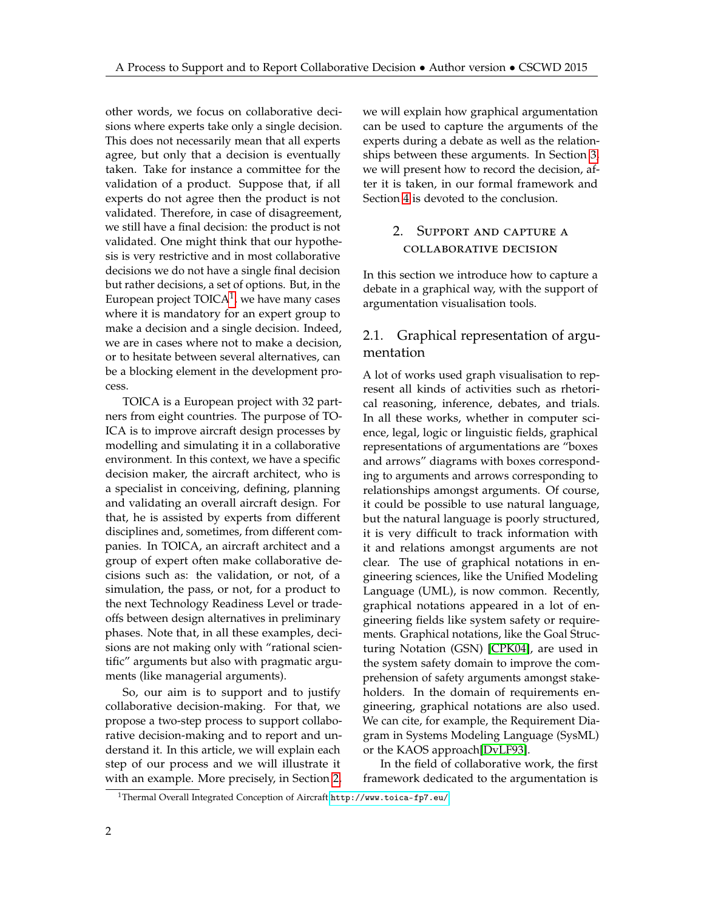other words, we focus on collaborative decisions where experts take only a single decision. This does not necessarily mean that all experts agree, but only that a decision is eventually taken. Take for instance a committee for the validation of a product. Suppose that, if all experts do not agree then the product is not validated. Therefore, in case of disagreement, we still have a final decision: the product is not validated. One might think that our hypothesis is very restrictive and in most collaborative decisions we do not have a single final decision but rather decisions, a set of options. But, in the European project TOICA[1], we have many cases where it is mandatory for an expert group to make a decision and a single decision. Indeed, we are in cases where not to make a decision, or to hesitate between several alternatives, can be a blocking element in the development process.

TOICA is a European project with 32 partners from eight countries. The purpose of TOICA is to improve aircraft design processes by modelling and simulating it in a collaborative environment. In this context, we have a specific decision maker, the aircraft architect, who is a specialist in conceiving, defining, planning and validating an overall aircraft design. For that, he is assisted by experts from different disciplines and, sometimes, from different companies. In TOICA, an aircraft architect and a group of expert often make collaborative decisions such as: the validation, or not, of a simulation, the pass, or not, for a product to the next Technology Readiness Level or trade-offs between design alternatives in preliminary phases. Note that, in all these examples, decisions are not making only with "rational scientific" arguments but also with pragmatic arguments (like managerial arguments).

So, our aim is to support and to justify collaborative decision-making. For that, we propose a two-step process to support collaborative decision-making and to report and understand it. In this article, we will explain each step of our process and we will illustrate it with an example. More precisely, in Section 2, we will explain how graphical argumentation can be used to capture the arguments of the experts during a debate as well as the relationships between these arguments. In Section 3, we will present how to record the decision, after it is taken, in our formal framework and Section 4 is devoted to the conclusion.

## 2. Support and capture a collaborative decision

In this section we introduce how to capture a debate in a graphical way, with the support of argumentation visualisation tools.

### 2.1. Graphical representation of argumentation

A lot of works used graph visualisation to represent all kinds of activities such as rhetorical reasoning, inference, debates, and trials. In all these works, whether in computer science, legal, logic or linguistic fields, graphical representations of argumentations are "boxes and arrows" diagrams with boxes corresponding to arguments and arrows corresponding to relationships amongst arguments. Of course, it could be possible to use natural language, but the natural language is poorly structured, it is very difficult to track information with it and relations amongst arguments are not clear. The use of graphical notations in engineering sciences, like the Unified Modeling Language (UML), is now common. Recently, graphical notations appeared in a lot of engineering fields like system safety or requirements. Graphical notations, like the Goal Structuring Notation (GSN) [CPK04], are used in the system safety domain to improve the comprehension of safety arguments amongst stakeholders. In the domain of requirements engineering, graphical notations are also used. We can cite, for example, the Requirement Diagram in Systems Modeling Language (SysML) or the KAOS approach[DvLF93].

In the field of collaborative work, the first framework dedicated to the argumentation is

[1] Thermal Overall Integrated Conception of Aircraft http://www.toica-fp7.eu/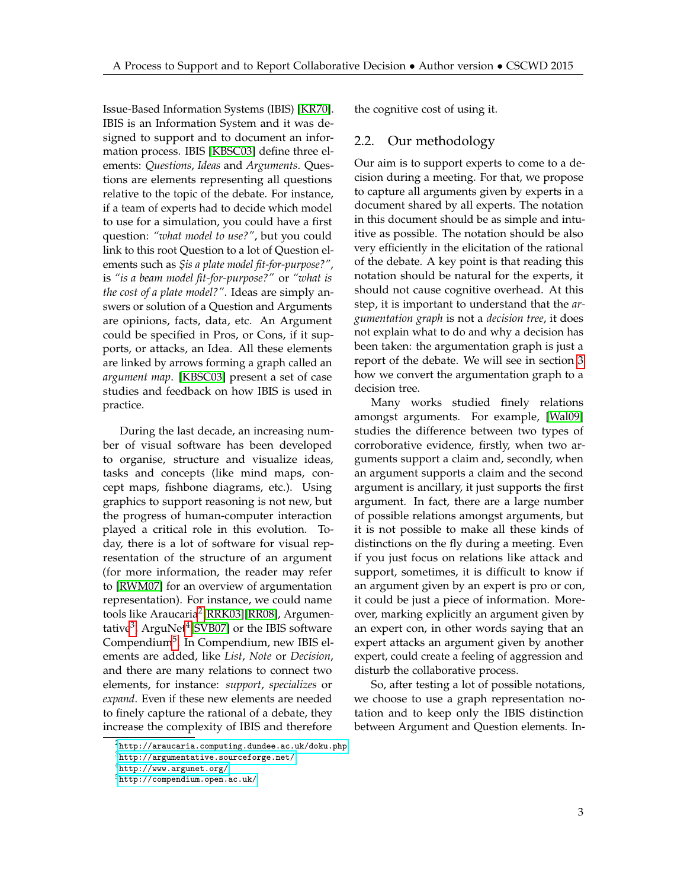Issue-Based Information Systems (IBIS) [KR70]. IBIS is an Information System and it was designed to support and to document an information process. IBIS [KBSC03] define three elements: *Questions*, *Ideas* and *Arguments*. Questions are elements representing all questions relative to the topic of the debate. For instance, if a team of experts had to decide which model to use for a simulation, you could have a first question: *"what model to use?"*, but you could link to this root Question to a lot of Question elements such as *Şis a plate model fit-for-purpose?"*, is *"is a beam model fit-for-purpose?"* or *"what is the cost of a plate model?"*. Ideas are simply answers or solution of a Question and Arguments are opinions, facts, data, etc. An Argument could be specified in Pros, or Cons, if it supports, or attacks, an Idea. All these elements are linked by arrows forming a graph called an *argument map*. [KBSC03] present a set of case studies and feedback on how IBIS is used in practice.

During the last decade, an increasing number of visual software has been developed to organise, structure and visualize ideas, tasks and concepts (like mind maps, concept maps, fishbone diagrams, etc.). Using graphics to support reasoning is not new, but the progress of human-computer interaction played a critical role in this evolution. Today, there is a lot of software for visual representation of the structure of an argument (for more information, the reader may refer to [RWM07] for an overview of argumentation representation). For instance, we could name tools like Araucaria[2] [RRK03][RR08], Argumentative[3], ArguNet[4] [SVB07] or the IBIS software Compendium[5]. In Compendium, new IBIS elements are added, like *List*, *Note* or *Decision*, and there are many relations to connect two elements, for instance: *support*, *specializes* or *expand*. Even if these new elements are needed to finely capture the rational of a debate, they increase the complexity of IBIS and therefore the cognitive cost of using it.

## 2.2. Our methodology

Our aim is to support experts to come to a decision during a meeting. For that, we propose to capture all arguments given by experts in a document shared by all experts. The notation in this document should be as simple and intuitive as possible. The notation should be also very efficiently in the elicitation of the rational of the debate. A key point is that reading this notation should be natural for the experts, it should not cause cognitive overhead. At this step, it is important to understand that the *argumentation graph* is not a *decision tree*, it does not explain what to do and why a decision has been taken: the argumentation graph is just a report of the debate. We will see in section 3 how we convert the argumentation graph to a decision tree.

Many works studied finely relations amongst arguments. For example, [Wal09] studies the difference between two types of corroborative evidence, firstly, when two arguments support a claim and, secondly, when an argument supports a claim and the second argument is ancillary, it just supports the first argument. In fact, there are a large number of possible relations amongst arguments, but it is not possible to make all these kinds of distinctions on the fly during a meeting. Even if you just focus on relations like attack and support, sometimes, it is difficult to know if an argument given by an expert is pro or con, it could be just a piece of information. Moreover, marking explicitly an argument given by an expert con, in other words saying that an expert attacks an argument given by another expert, could create a feeling of aggression and disturb the collaborative process.

So, after testing a lot of possible notations, we choose to use a graph representation notation and to keep only the IBIS distinction between Argument and Question elements. In-

[2] http://araucaria.computing.dundee.ac.uk/doku.php
[3] http://argumentative.sourceforge.net/
[4] http://www.argunet.org/
[5] http://compendium.open.ac.uk/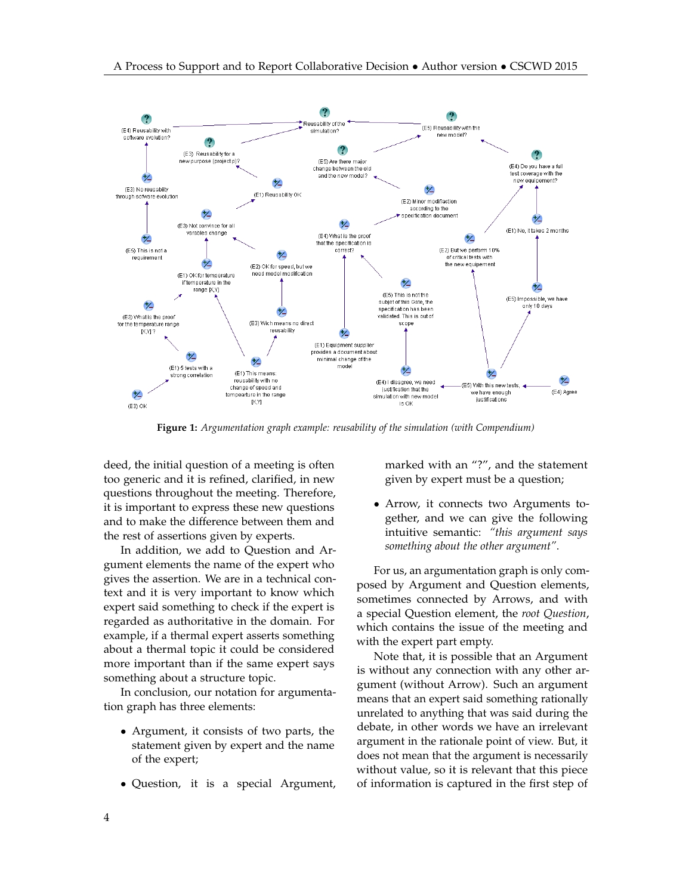**Figure 1:** *Argumentation graph example: reusability of the simulation (with Compendium)*

deed, the initial question of a meeting is often too generic and it is refined, clarified, in new questions throughout the meeting. Therefore, it is important to express these new questions and to make the difference between them and the rest of assertions given by experts.

In addition, we add to Question and Argument elements the name of the expert who gives the assertion. We are in a technical context and it is very important to know which expert said something to check if the expert is regarded as authoritative in the domain. For example, if a thermal expert asserts something about a thermal topic it could be considered more important than if the same expert says something about a structure topic.

In conclusion, our notation for argumentation graph has three elements:

- Argument, it consists of two parts, the statement given by expert and the name of the expert;
- Question, it is a special Argument, marked with an "?", and the statement given by expert must be a question;
- Arrow, it connects two Arguments together, and we can give the following intuitive semantic: *"this argument says something about the other argument"*.

For us, an argumentation graph is only composed by Argument and Question elements, sometimes connected by Arrows, and with a special Question element, the *root Question*, which contains the issue of the meeting and with the expert part empty.

Note that, it is possible that an Argument is without any connection with any other argument (without Arrow). Such an argument means that an expert said something rationally unrelated to anything that was said during the debate, in other words we have an irrelevant argument in the rationale point of view. But, it does not mean that the argument is necessarily without value, so it is relevant that this piece of information is captured in the first step of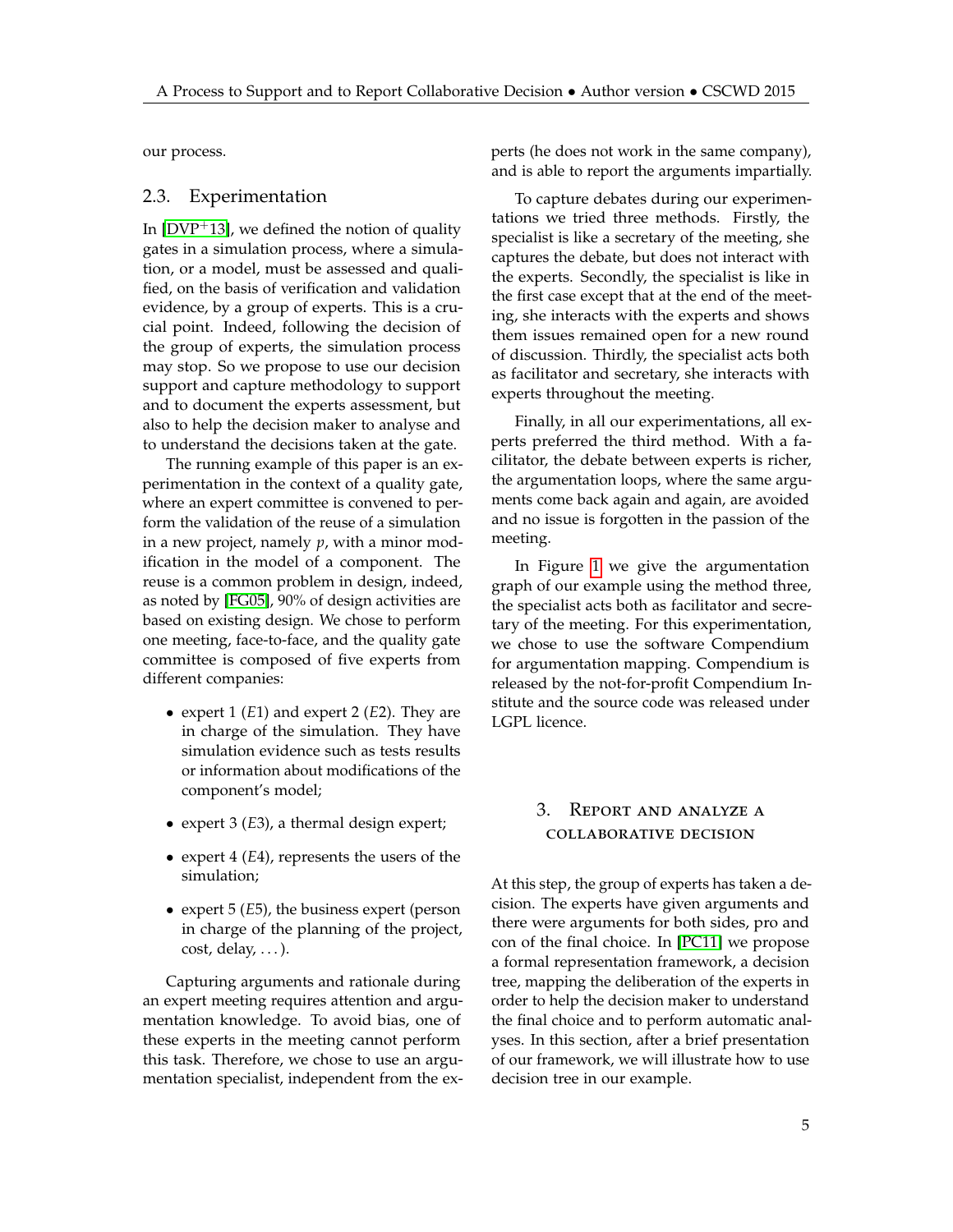our process.

## 2.3. Experimentation

In [DVP+13], we defined the notion of quality gates in a simulation process, where a simulation, or a model, must be assessed and qualified, on the basis of verification and validation evidence, by a group of experts. This is a crucial point. Indeed, following the decision of the group of experts, the simulation process may stop. So we propose to use our decision support and capture methodology to support and to document the experts assessment, but also to help the decision maker to analyse and to understand the decisions taken at the gate.

The running example of this paper is an experimentation in the context of a quality gate, where an expert committee is convened to perform the validation of the reuse of a simulation in a new project, namely $p$, with a minor modification in the model of a component. The reuse is a common problem in design, indeed, as noted by [FG05], 90% of design activities are based on existing design. We chose to perform one meeting, face-to-face, and the quality gate committee is composed of five experts from different companies:

- expert 1 ($E1$) and expert 2 ($E2$). They are in charge of the simulation. They have simulation evidence such as tests results or information about modifications of the component's model;
- expert 3 ($E3$), a thermal design expert;
- expert 4 ($E4$), represents the users of the simulation;
- expert 5 ($E5$), the business expert (person in charge of the planning of the project, cost, delay, ...).

Capturing arguments and rationale during an expert meeting requires attention and argumentation knowledge. To avoid bias, one of these experts in the meeting cannot perform this task. Therefore, we chose to use an argumentation specialist, independent from the experts (he does not work in the same company), and is able to report the arguments impartially.

To capture debates during our experimentations we tried three methods. Firstly, the specialist is like a secretary of the meeting, she captures the debate, but does not interact with the experts. Secondly, the specialist is like in the first case except that at the end of the meeting, she interacts with the experts and shows them issues remained open for a new round of discussion. Thirdly, the specialist acts both as facilitator and secretary, she interacts with experts throughout the meeting.

Finally, in all our experimentations, all experts preferred the third method. With a facilitator, the debate between experts is richer, the argumentation loops, where the same arguments come back again and again, are avoided and no issue is forgotten in the passion of the meeting.

In Figure 1 we give the argumentation graph of our example using the method three, the specialist acts both as facilitator and secretary of the meeting. For this experimentation, we chose to use the software Compendium for argumentation mapping. Compendium is released by the not-for-profit Compendium Institute and the source code was released under LGPL licence.

# 3. Report and analyze a collaborative decision

At this step, the group of experts has taken a decision. The experts have given arguments and there were arguments for both sides, pro and con of the final choice. In [PC11] we propose a formal representation framework, a decision tree, mapping the deliberation of the experts in order to help the decision maker to understand the final choice and to perform automatic analyses. In this section, after a brief presentation of our framework, we will illustrate how to use decision tree in our example.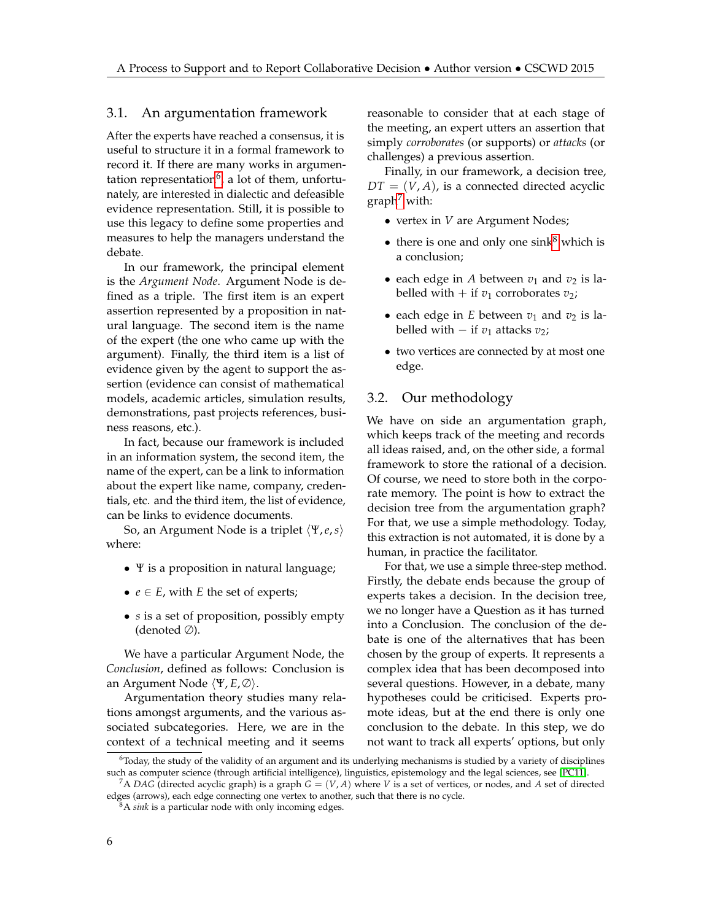## 3.1. An argumentation framework

After the experts have reached a consensus, it is useful to structure it in a formal framework to record it. If there are many works in argumentation representation[6], a lot of them, unfortunately, are interested in dialectic and defeasible evidence representation. Still, it is possible to use this legacy to define some properties and measures to help the managers understand the debate.

In our framework, the principal element is the *Argument Node*. Argument Node is defined as a triple. The first item is an expert assertion represented by a proposition in natural language. The second item is the name of the expert (the one who came up with the argument). Finally, the third item is a list of evidence given by the agent to support the assertion (evidence can consist of mathematical models, academic articles, simulation results, demonstrations, past projects references, business reasons, etc.).

In fact, because our framework is included in an information system, the second item, the name of the expert, can be a link to information about the expert like name, company, credentials, etc. and the third item, the list of evidence, can be links to evidence documents.

So, an Argument Node is a triplet $\langle \Psi, e, s \rangle$ where:

- $\Psi$ is a proposition in natural language;
- $e \in E$, with $E$ the set of experts;
- $s$ is a set of proposition, possibly empty (denoted $\emptyset$).

We have a particular Argument Node, the *Conclusion*, defined as follows: Conclusion is an Argument Node $\langle \Psi, E, \emptyset \rangle$.

Argumentation theory studies many relations amongst arguments, and the various associated subcategories. Here, we are in the context of a technical meeting and it seems reasonable to consider that at each stage of the meeting, an expert utters an assertion that simply *corroborates* (or supports) or *attacks* (or challenges) a previous assertion.

Finally, in our framework, a decision tree, $DT = (V, A)$, is a connected directed acyclic graph[7] with:

- vertex in $V$ are Argument Nodes;
- there is one and only one sink[8] which is a conclusion;
- each edge in $A$ between $v_1$ and $v_2$ is labelled with $+$ if $v_1$ corroborates $v_2$;
- each edge in $E$ between $v_1$ and $v_2$ is labelled with $-$ if $v_1$ attacks $v_2$;
- two vertices are connected by at most one edge.

## 3.2. Our methodology

We have on side an argumentation graph, which keeps track of the meeting and records all ideas raised, and, on the other side, a formal framework to store the rational of a decision. Of course, we need to store both in the corporate memory. The point is how to extract the decision tree from the argumentation graph? For that, we use a simple methodology. Today, this extraction is not automated, it is done by a human, in practice the facilitator.

For that, we use a simple three-step method. Firstly, the debate ends because the group of experts takes a decision. In the decision tree, we no longer have a Question as it has turned into a Conclusion. The conclusion of the debate is one of the alternatives that has been chosen by the group of experts. It represents a complex idea that has been decomposed into several questions. However, in a debate, many hypotheses could be criticised. Experts promote ideas, but at the end there is only one conclusion to the debate. In this step, we do not want to track all experts' options, but only

---

[6] Today, the study of the validity of an argument and its underlying mechanisms is studied by a variety of disciplines such as computer science (through artificial intelligence), linguistics, epistemology and the legal sciences, see [PC11].

[7] A *DAG* (directed acyclic graph) is a graph $G = (V, A)$ where $V$ is a set of vertices, or nodes, and $A$ set of directed edges (arrows), each edge connecting one vertex to another, such that there is no cycle.

[8] A *sink* is a particular node with only incoming edges.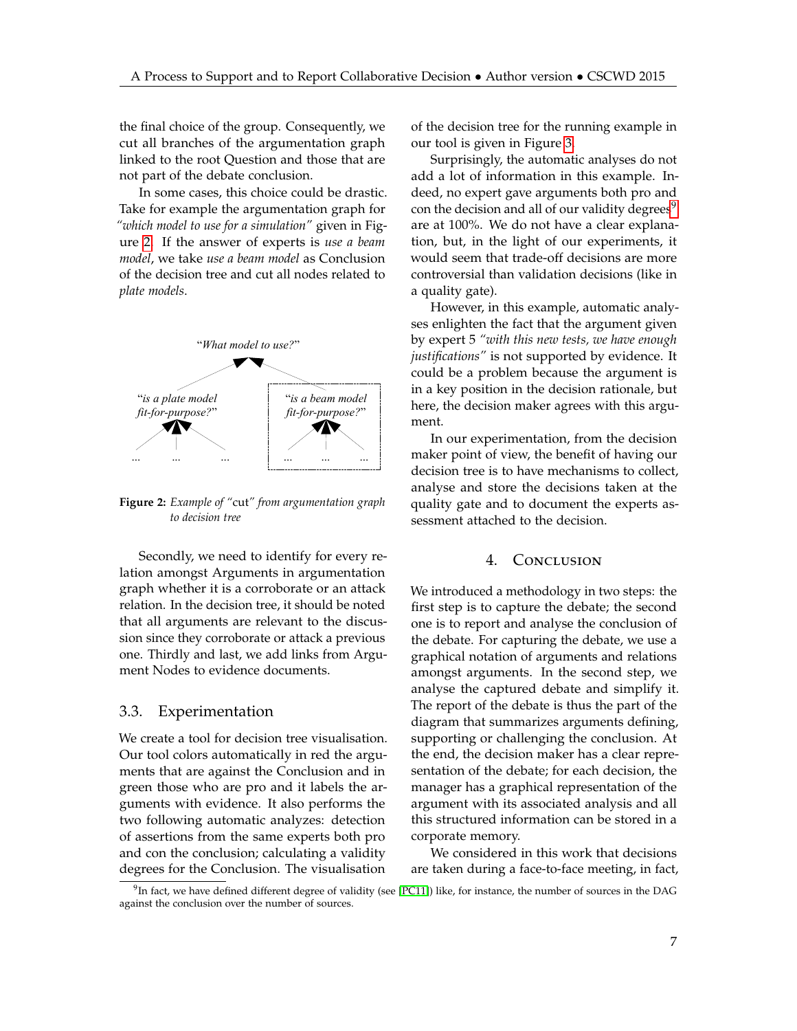the final choice of the group. Consequently, we cut all branches of the argumentation graph linked to the root Question and those that are not part of the debate conclusion.

In some cases, this choice could be drastic. Take for example the argumentation graph for *"which model to use for a simulation"* given in Figure 2. If the answer of experts is *use a beam model*, we take *use a beam model* as Conclusion of the decision tree and cut all nodes related to *plate models*.

"*What model to use?*"

"*is a plate model fit-for-purpose?*" "*is a beam model fit-for-purpose?*"

**Figure 2:** *Example of "*cut*" from argumentation graph to decision tree*

Secondly, we need to identify for every relation amongst Arguments in argumentation graph whether it is a corroborate or an attack relation. In the decision tree, it should be noted that all arguments are relevant to the discussion since they corroborate or attack a previous one. Thirdly and last, we add links from Argument Nodes to evidence documents.

### 3.3. Experimentation

We create a tool for decision tree visualisation. Our tool colors automatically in red the arguments that are against the Conclusion and in green those who are pro and it labels the arguments with evidence. It also performs the two following automatic analyzes: detection of assertions from the same experts both pro and con the conclusion; calculating a validity degrees for the Conclusion. The visualisation of the decision tree for the running example in our tool is given in Figure 3.

Surprisingly, the automatic analyses do not add a lot of information in this example. Indeed, no expert gave arguments both pro and con the decision and all of our validity degrees[9] are at 100%. We do not have a clear explanation, but, in the light of our experiments, it would seem that trade-off decisions are more controversial than validation decisions (like in a quality gate).

However, in this example, automatic analyses enlighten the fact that the argument given by expert 5 *"with this new tests, we have enough justifications"* is not supported by evidence. It could be a problem because the argument is in a key position in the decision rationale, but here, the decision maker agrees with this argument.

In our experimentation, from the decision maker point of view, the benefit of having our decision tree is to have mechanisms to collect, analyse and store the decisions taken at the quality gate and to document the experts assessment attached to the decision.

## 4. Conclusion

We introduced a methodology in two steps: the first step is to capture the debate; the second one is to report and analyse the conclusion of the debate. For capturing the debate, we use a graphical notation of arguments and relations amongst arguments. In the second step, we analyse the captured debate and simplify it. The report of the debate is thus the part of the diagram that summarizes arguments defining, supporting or challenging the conclusion. At the end, the decision maker has a clear representation of the debate; for each decision, the manager has a graphical representation of the argument with its associated analysis and all this structured information can be stored in a corporate memory.

We considered in this work that decisions are taken during a face-to-face meeting, in fact,

[9] In fact, we have defined different degree of validity (see [PC11]) like, for instance, the number of sources in the DAG against the conclusion over the number of sources.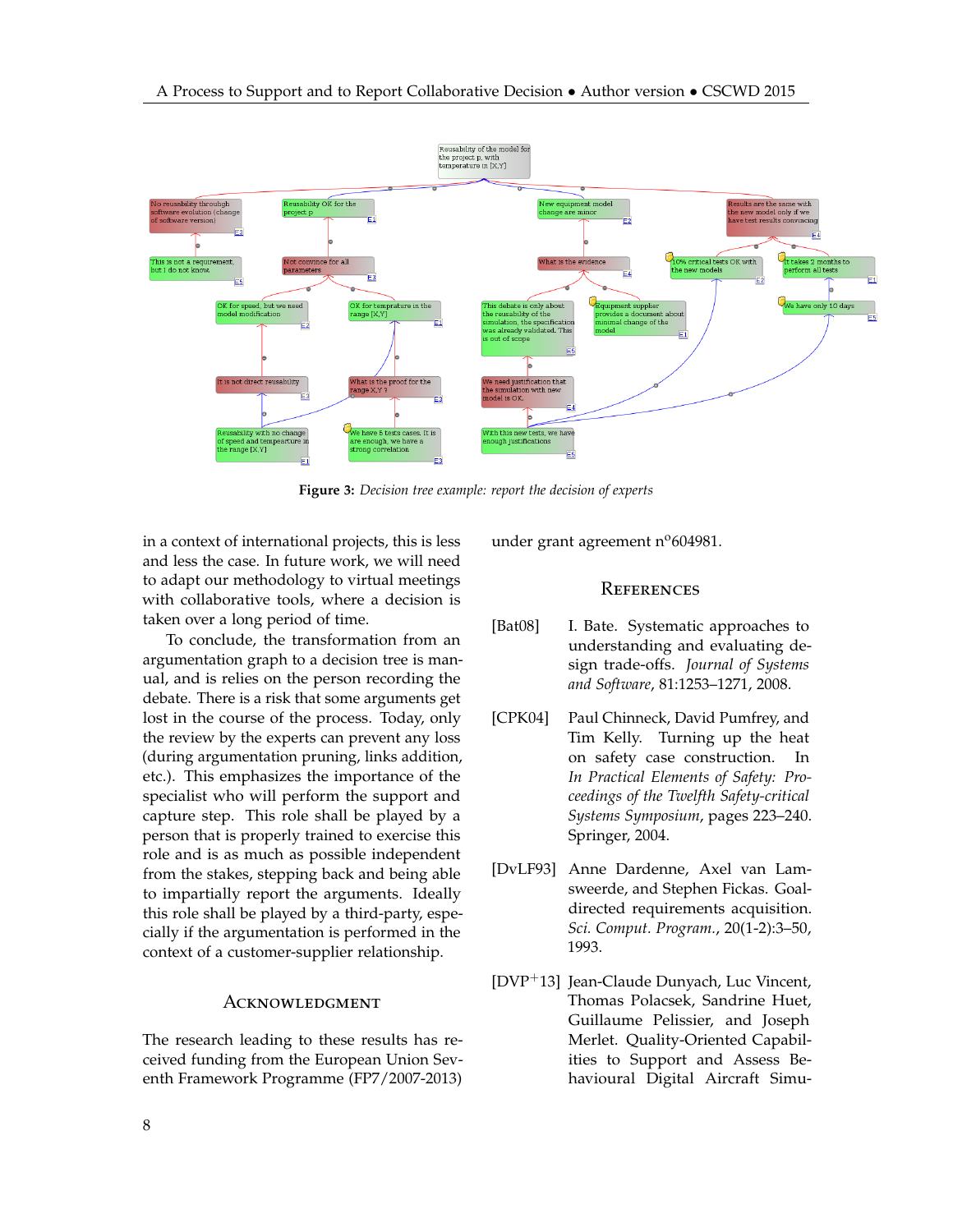Figure 3: *Decision tree example: report the decision of experts*

in a context of international projects, this is less and less the case. In future work, we will need to adapt our methodology to virtual meetings with collaborative tools, where a decision is taken over a long period of time.

To conclude, the transformation from an argumentation graph to a decision tree is manual, and is relies on the person recording the debate. There is a risk that some arguments get lost in the course of the process. Today, only the review by the experts can prevent any loss (during argumentation pruning, links addition, etc.). This emphasizes the importance of the specialist who will perform the support and capture step. This role shall be played by a person that is properly trained to exercise this role and is as much as possible independent from the stakes, stepping back and being able to impartially report the arguments. Ideally this role shall be played by a third-party, especially if the argumentation is performed in the context of a customer-supplier relationship.

## Acknowledgment

The research leading to these results has received funding from the European Union Seventh Framework Programme (FP7/2007-2013) under grant agreement n°604981.

## References

[Bat08] I. Bate. Systematic approaches to understanding and evaluating design trade-offs. *Journal of Systems and Software*, 81:1253–1271, 2008.

[CPK04] Paul Chinneck, David Pumfrey, and Tim Kelly. Turning up the heat on safety case construction. In *In Practical Elements of Safety: Proceedings of the Twelfth Safety-critical Systems Symposium*, pages 223–240. Springer, 2004.

[DvLF93] Anne Dardenne, Axel van Lamsweerde, and Stephen Fickas. Goal-directed requirements acquisition. *Sci. Comput. Program.*, 20(1-2):3–50, 1993.

[DVP+13] Jean-Claude Dunyach, Luc Vincent, Thomas Polacsek, Sandrine Huet, Guillaume Pelissier, and Joseph Merlet. Quality-Oriented Capabilities to Support and Assess Behavioural Digital Aircraft Simu-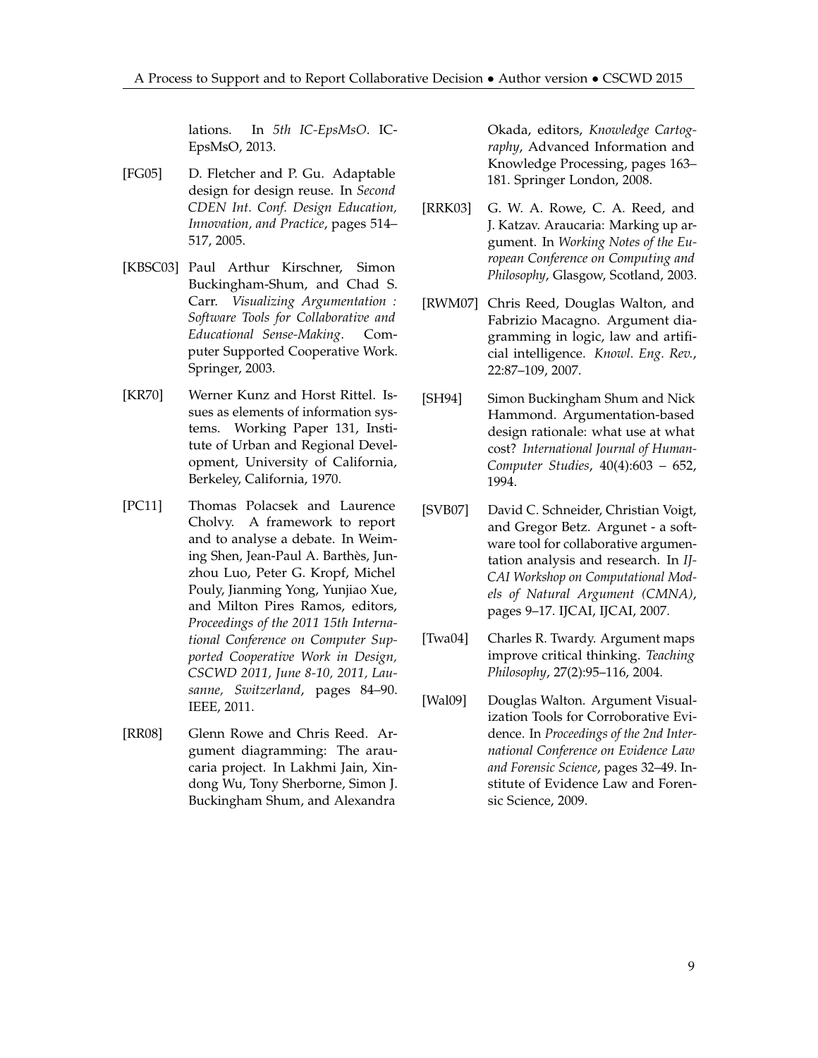lations. In *5th IC-EpsMsO*. IC-EpsMsO, 2013.

[FG05] D. Fletcher and P. Gu. Adaptable design for design reuse. In *Second CDEN Int. Conf. Design Education, Innovation, and Practice*, pages 514–517, 2005.

[KBSC03] Paul Arthur Kirschner, Simon Buckingham-Shum, and Chad S. Carr. *Visualizing Argumentation : Software Tools for Collaborative and Educational Sense-Making*. Computer Supported Cooperative Work. Springer, 2003.

[KR70] Werner Kunz and Horst Rittel. Issues as elements of information systems. Working Paper 131, Institute of Urban and Regional Development, University of California, Berkeley, California, 1970.

[PC11] Thomas Polacsek and Laurence Cholvy. A framework to report and to analyse a debate. In Weiming Shen, Jean-Paul A. Barthès, Junzhou Luo, Peter G. Kropf, Michel Pouly, Jianming Yong, Yunjiao Xue, and Milton Pires Ramos, editors, *Proceedings of the 2011 15th International Conference on Computer Supported Cooperative Work in Design, CSCWD 2011, June 8-10, 2011, Lausanne, Switzerland*, pages 84–90. IEEE, 2011.

[RR08] Glenn Rowe and Chris Reed. Argument diagramming: The araucaria project. In Lakhmi Jain, Xindong Wu, Tony Sherborne, Simon J. Buckingham Shum, and Alexandra Okada, editors, *Knowledge Cartography*, Advanced Information and Knowledge Processing, pages 163–181. Springer London, 2008.

[RRK03] G. W. A. Rowe, C. A. Reed, and J. Katzav. Araucaria: Marking up argument. In *Working Notes of the European Conference on Computing and Philosophy*, Glasgow, Scotland, 2003.

[RWM07] Chris Reed, Douglas Walton, and Fabrizio Macagno. Argument diagramming in logic, law and artificial intelligence. *Knowl. Eng. Rev.*, 22:87–109, 2007.

[SH94] Simon Buckingham Shum and Nick Hammond. Argumentation-based design rationale: what use at what cost? *International Journal of Human-Computer Studies*, 40(4):603 – 652, 1994.

[SVB07] David C. Schneider, Christian Voigt, and Gregor Betz. Argunet - a software tool for collaborative argumentation analysis and research. In *IJCAI Workshop on Computational Models of Natural Argument (CMNA)*, pages 9–17. IJCAI, IJCAI, 2007.

[Twa04] Charles R. Twardy. Argument maps improve critical thinking. *Teaching Philosophy*, 27(2):95–116, 2004.

[Wal09] Douglas Walton. Argument Visualization Tools for Corroborative Evidence. In *Proceedings of the 2nd International Conference on Evidence Law and Forensic Science*, pages 32–49. Institute of Evidence Law and Forensic Science, 2009.